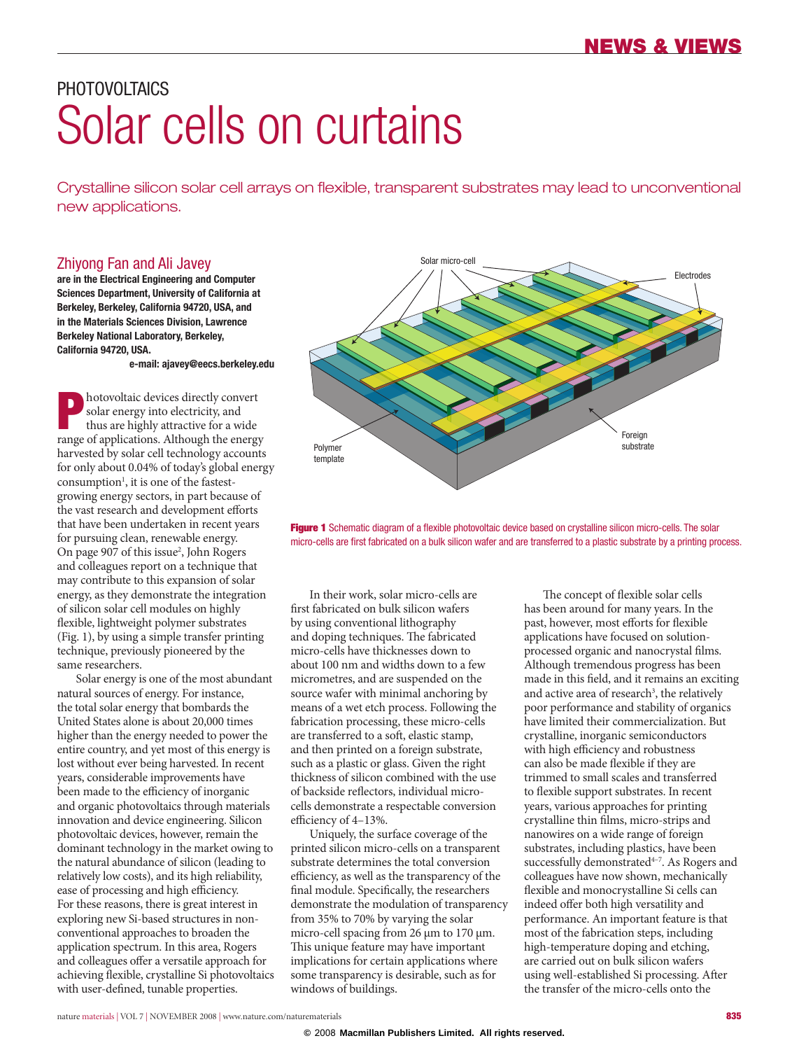PHOTOVOLTAICS

# Solar cells on curtains

Crystalline silicon solar cell arrays on flexible, transparent substrates may lead to unconventional new applications.

**Zhiyong Fan and Ali Javey**

**are in the Electrical Engineering and Computer Sciences Department, University of California at Berkeley, Berkeley, California 94720, USA, and in the Materials Sciences Division, Lawrence Berkeley National Laboratory, Berkeley, California 94720, USA.**

**e-mail: ajavey@eecs.berkeley.edu**

Photovoltaic devices directly convert solar energy into electricity, and thus are highly attractive for a wide range of applications. Although the energy harvested by solar cell technology accounts for only about 0.04% of today's global energy consumption[1], it is one of the fastest-growing energy sectors, in part because of the vast research and development efforts that have been undertaken in recent years for pursuing clean, renewable energy. On page 907 of this issue[2], John Rogers and colleagues report on a technique that may contribute to this expansion of solar energy, as they demonstrate the integration of silicon solar cell modules on highly flexible, lightweight polymer substrates (Fig. 1), by using a simple transfer printing technique, previously pioneered by the same researchers.

Solar energy is one of the most abundant natural sources of energy. For instance, the total solar energy that bombards the United States alone is about 20,000 times higher than the energy needed to power the entire country, and yet most of this energy is lost without ever being harvested. In recent years, considerable improvements have been made to the efficiency of inorganic and organic photovoltaics through materials innovation and device engineering. Silicon photovoltaic devices, however, remain the dominant technology in the market owing to the natural abundance of silicon (leading to relatively low costs), and its high reliability, ease of processing and high efficiency. For these reasons, there is great interest in exploring new Si-based structures in non-conventional approaches to broaden the application spectrum. In this area, Rogers and colleagues offer a versatile approach for achieving flexible, crystalline Si photovoltaics with user-defined, tunable properties.

**Figure 1** Schematic diagram of a flexible photovoltaic device based on crystalline silicon micro-cells. The solar micro-cells are first fabricated on a bulk silicon wafer and are transferred to a plastic substrate by a printing process.

In their work, solar micro-cells are first fabricated on bulk silicon wafers by using conventional lithography and doping techniques. The fabricated micro-cells have thicknesses down to about 100 nm and widths down to a few micrometres, and are suspended on the source wafer with minimal anchoring by means of a wet etch process. Following the fabrication processing, these micro-cells are transferred to a soft, elastic stamp, and then printed on a foreign substrate, such as a plastic or glass. Given the right thickness of silicon combined with the use of backside reflectors, individual micro-cells demonstrate a respectable conversion efficiency of 4–13%.

Uniquely, the surface coverage of the printed silicon micro-cells on a transparent substrate determines the total conversion efficiency, as well as the transparency of the final module. Specifically, the researchers demonstrate the modulation of transparency from 35% to 70% by varying the solar micro-cell spacing from 26 μm to 170 μm. This unique feature may have important implications for certain applications where some transparency is desirable, such as for windows of buildings.

The concept of flexible solar cells has been around for many years. In the past, however, most efforts for flexible applications have focused on solution-processed organic and nanocrystal films. Although tremendous progress has been made in this field, and it remains an exciting and active area of research[3], the relatively poor performance and stability of organics have limited their commercialization. But crystalline, inorganic semiconductors with high efficiency and robustness can also be made flexible if they are trimmed to small scales and transferred to flexible support substrates. In recent years, various approaches for printing crystalline thin films, micro-strips and nanowires on a wide range of foreign substrates, including plastics, have been successfully demonstrated[4–7]. As Rogers and colleagues have now shown, mechanically flexible and monocrystalline Si cells can indeed offer both high versatility and performance. An important feature is that most of the fabrication steps, including high-temperature doping and etching, are carried out on bulk silicon wafers using well-established Si processing. After the transfer of the micro-cells onto the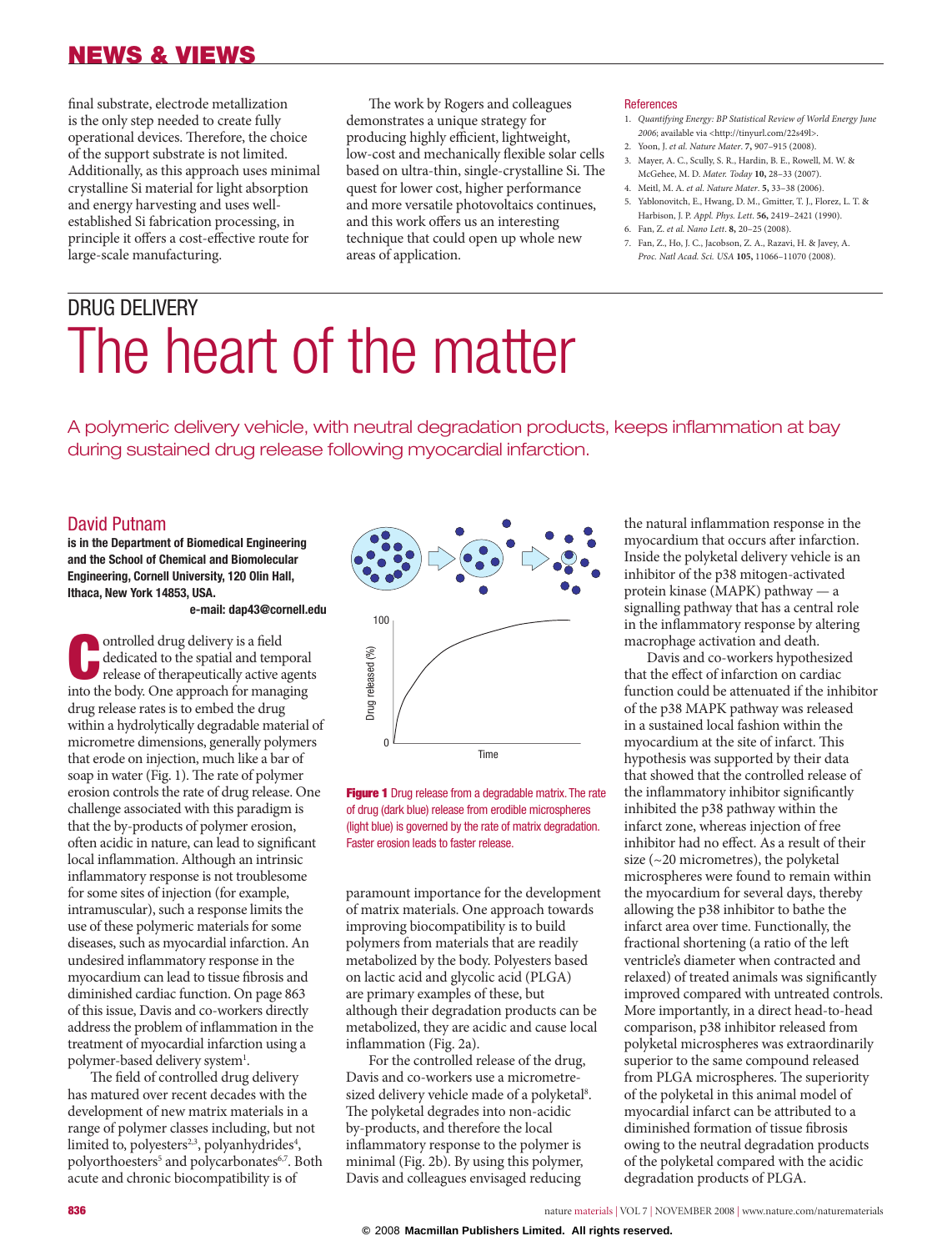final substrate, electrode metallization is the only step needed to create fully operational devices. Therefore, the choice of the support substrate is not limited. Additionally, as this approach uses minimal crystalline Si material for light absorption and energy harvesting and uses well-established Si fabrication processing, in principle it offers a cost-effective route for large-scale manufacturing.

The work by Rogers and colleagues demonstrates a unique strategy for producing highly efficient, lightweight, low-cost and mechanically flexible solar cells based on ultra-thin, single-crystalline Si. The quest for lower cost, higher performance and more versatile photovoltaics continues, and this work offers us an interesting technique that could open up whole new areas of application.

### References

1. *Quantifying Energy: BP Statistical Review of World Energy June 2006*; available via <http://tinyurl.com/22s49l>.
2. Yoon, J. *et al. Nature Mater.* **7,** 907–915 (2008).
3. Mayer, A. C., Scully, S. R., Hardin, B. E., Rowell, M. W. & McGehee, M. D. *Mater. Today* **10,** 28–33 (2007).
4. Meitl, M. A. *et al. Nature Mater.* **5,** 33–38 (2006).
5. Yablonovitch, E., Hwang, D. M., Gmitter, T. J., Florez, L. T. & Harbison, J. P. *Appl. Phys. Lett.* **56,** 2419–2421 (1990).
6. Fan, Z. *et al. Nano Lett.* **8,** 20–25 (2008).
7. Fan, Z., Ho, J. C., Jacobson, Z. A., Razavi, H. & Javey, A. *Proc. Natl Acad. Sci. USA* **105,** 11066–11070 (2008).

DRUG DELIVERY

# The heart of the matter

A polymeric delivery vehicle, with neutral degradation products, keeps inflammation at bay during sustained drug release following myocardial infarction.

## David Putnam

**is in the Department of Biomedical Engineering and the School of Chemical and Biomolecular Engineering, Cornell University, 120 Olin Hall, Ithaca, New York 14853, USA.**

**e-mail: dap43@cornell.edu**

Controlled drug delivery is a field dedicated to the spatial and temporal release of therapeutically active agents into the body. One approach for managing drug release rates is to embed the drug within a hydrolytically degradable material of micrometre dimensions, generally polymers that erode on injection, much like a bar of soap in water (Fig. 1). The rate of polymer erosion controls the rate of drug release. One challenge associated with this paradigm is that the by-products of polymer erosion, often acidic in nature, can lead to significant local inflammation. Although an intrinsic inflammatory response is not troublesome for some sites of injection (for example, intramuscular), such a response limits the use of these polymeric materials for some diseases, such as myocardial infarction. An undesired inflammatory response in the myocardium can lead to tissue fibrosis and diminished cardiac function. On page 863 of this issue, Davis and co-workers directly address the problem of inflammation in the treatment of myocardial infarction using a polymer-based delivery system[1].

The field of controlled drug delivery has matured over recent decades with the development of new matrix materials in a range of polymer classes including, but not limited to, polyesters[2,3], polyanhydrides[4], polyorthoesters[5] and polycarbonates[6,7]. Both acute and chronic biocompatibility is of paramount importance for the development of matrix materials. One approach towards improving biocompatibility is to build polymers from materials that are readily metabolized by the body. Polyesters based on lactic acid and glycolic acid (PLGA) are primary examples of these, but although their degradation products can be metabolized, they are acidic and cause local inflammation (Fig. 2a).

100

Drug released (%)

0

Time

**Figure 1** Drug release from a degradable matrix. The rate of drug (dark blue) release from erodible microspheres (light blue) is governed by the rate of matrix degradation. Faster erosion leads to faster release.

For the controlled release of the drug, Davis and co-workers use a micrometre-sized delivery vehicle made of a polyketal[8]. The polyketal degrades into non-acidic by-products, and therefore the local inflammatory response to the polymer is minimal (Fig. 2b). By using this polymer, Davis and colleagues envisaged reducing the natural inflammation response in the myocardium that occurs after infarction. Inside the polyketal delivery vehicle is an inhibitor of the p38 mitogen-activated protein kinase (MAPK) pathway — a signalling pathway that has a central role in the inflammatory response by altering macrophage activation and death.

Davis and co-workers hypothesized that the effect of infarction on cardiac function could be attenuated if the inhibitor of the p38 MAPK pathway was released in a sustained local fashion within the myocardium at the site of infarct. This hypothesis was supported by their data that showed that the controlled release of the inflammatory inhibitor significantly inhibited the p38 pathway within the infarct zone, whereas injection of free inhibitor had no effect. As a result of their size (~20 micrometres), the polyketal microspheres were found to remain within the myocardium for several days, thereby allowing the p38 inhibitor to bathe the infarct area over time. Functionally, the fractional shortening (a ratio of the left ventricle's diameter when contracted and relaxed) of treated animals was significantly improved compared with untreated controls. More importantly, in a direct head-to-head comparison, p38 inhibitor released from polyketal microspheres was extraordinarily superior to the same compound released from PLGA microspheres. The superiority of the polyketal in this animal model of myocardial infarct can be attributed to a diminished formation of tissue fibrosis owing to the neutral degradation products of the polyketal compared with the acidic degradation products of PLGA.